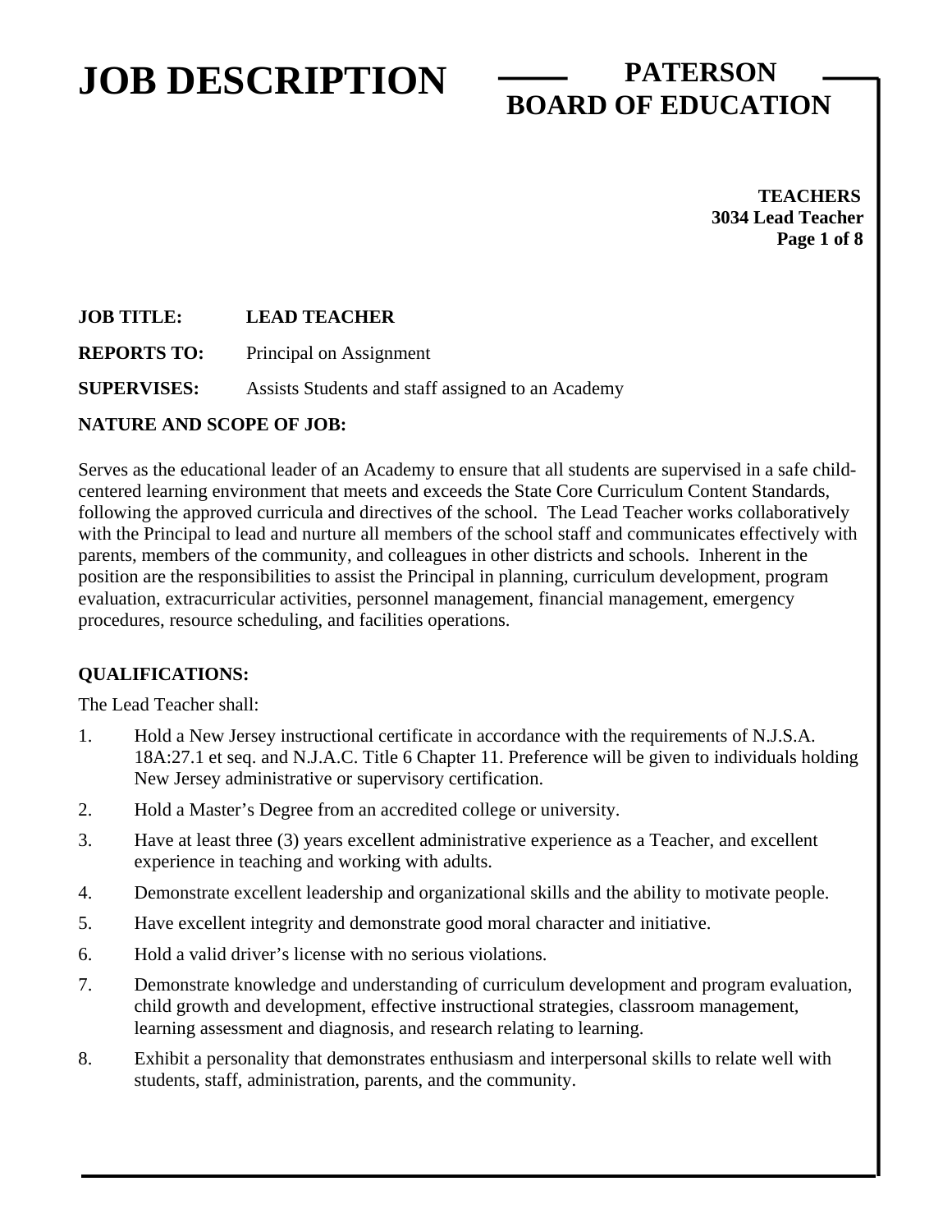# JOB DESCRIPTION — PATERSON BOARD OF EDUCATION

**TEACHERS**
**3034 Lead Teacher**

**JOB TITLE:** **LEAD TEACHER**

**REPORTS TO:** Principal on Assignment

**SUPERVISES:** Assists Students and staff assigned to an Academy

**NATURE AND SCOPE OF JOB:**

Serves as the educational leader of an Academy to ensure that all students are supervised in a safe child-centered learning environment that meets and exceeds the State Core Curriculum Content Standards, following the approved curricula and directives of the school. The Lead Teacher works collaboratively with the Principal to lead and nurture all members of the school staff and communicates effectively with parents, members of the community, and colleagues in other districts and schools. Inherent in the position are the responsibilities to assist the Principal in planning, curriculum development, program evaluation, extracurricular activities, personnel management, financial management, emergency procedures, resource scheduling, and facilities operations.

**QUALIFICATIONS:**

The Lead Teacher shall:

1. Hold a New Jersey instructional certificate in accordance with the requirements of N.J.S.A. 18A:27.1 et seq. and N.J.A.C. Title 6 Chapter 11. Preference will be given to individuals holding New Jersey administrative or supervisory certification.
2. Hold a Master's Degree from an accredited college or university.
3. Have at least three (3) years excellent administrative experience as a Teacher, and excellent experience in teaching and working with adults.
4. Demonstrate excellent leadership and organizational skills and the ability to motivate people.
5. Have excellent integrity and demonstrate good moral character and initiative.
6. Hold a valid driver's license with no serious violations.
7. Demonstrate knowledge and understanding of curriculum development and program evaluation, child growth and development, effective instructional strategies, classroom management, learning assessment and diagnosis, and research relating to learning.
8. Exhibit a personality that demonstrates enthusiasm and interpersonal skills to relate well with students, staff, administration, parents, and the community.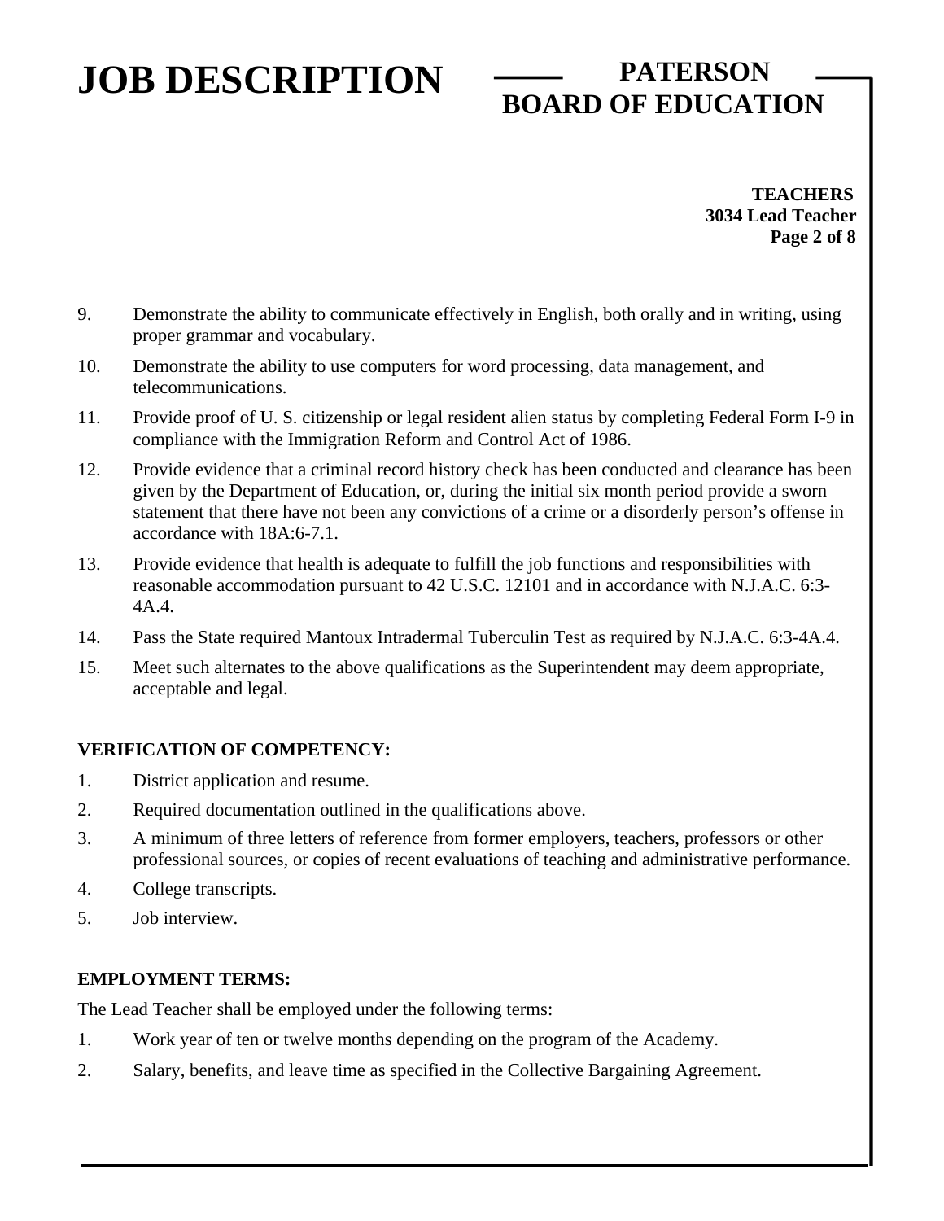9. Demonstrate the ability to communicate effectively in English, both orally and in writing, using proper grammar and vocabulary.
10. Demonstrate the ability to use computers for word processing, data management, and telecommunications.
11. Provide proof of U. S. citizenship or legal resident alien status by completing Federal Form I-9 in compliance with the Immigration Reform and Control Act of 1986.
12. Provide evidence that a criminal record history check has been conducted and clearance has been given by the Department of Education, or, during the initial six month period provide a sworn statement that there have not been any convictions of a crime or a disorderly person's offense in accordance with 18A:6-7.1.
13. Provide evidence that health is adequate to fulfill the job functions and responsibilities with reasonable accommodation pursuant to 42 U.S.C. 12101 and in accordance with N.J.A.C. 6:3-4A.4.
14. Pass the State required Mantoux Intradermal Tuberculin Test as required by N.J.A.C. 6:3-4A.4.
15. Meet such alternates to the above qualifications as the Superintendent may deem appropriate, acceptable and legal.

**VERIFICATION OF COMPETENCY:**

1. District application and resume.
2. Required documentation outlined in the qualifications above.
3. A minimum of three letters of reference from former employers, teachers, professors or other professional sources, or copies of recent evaluations of teaching and administrative performance.
4. College transcripts.
5. Job interview.

**EMPLOYMENT TERMS:**

The Lead Teacher shall be employed under the following terms:

1. Work year of ten or twelve months depending on the program of the Academy.
2. Salary, benefits, and leave time as specified in the Collective Bargaining Agreement.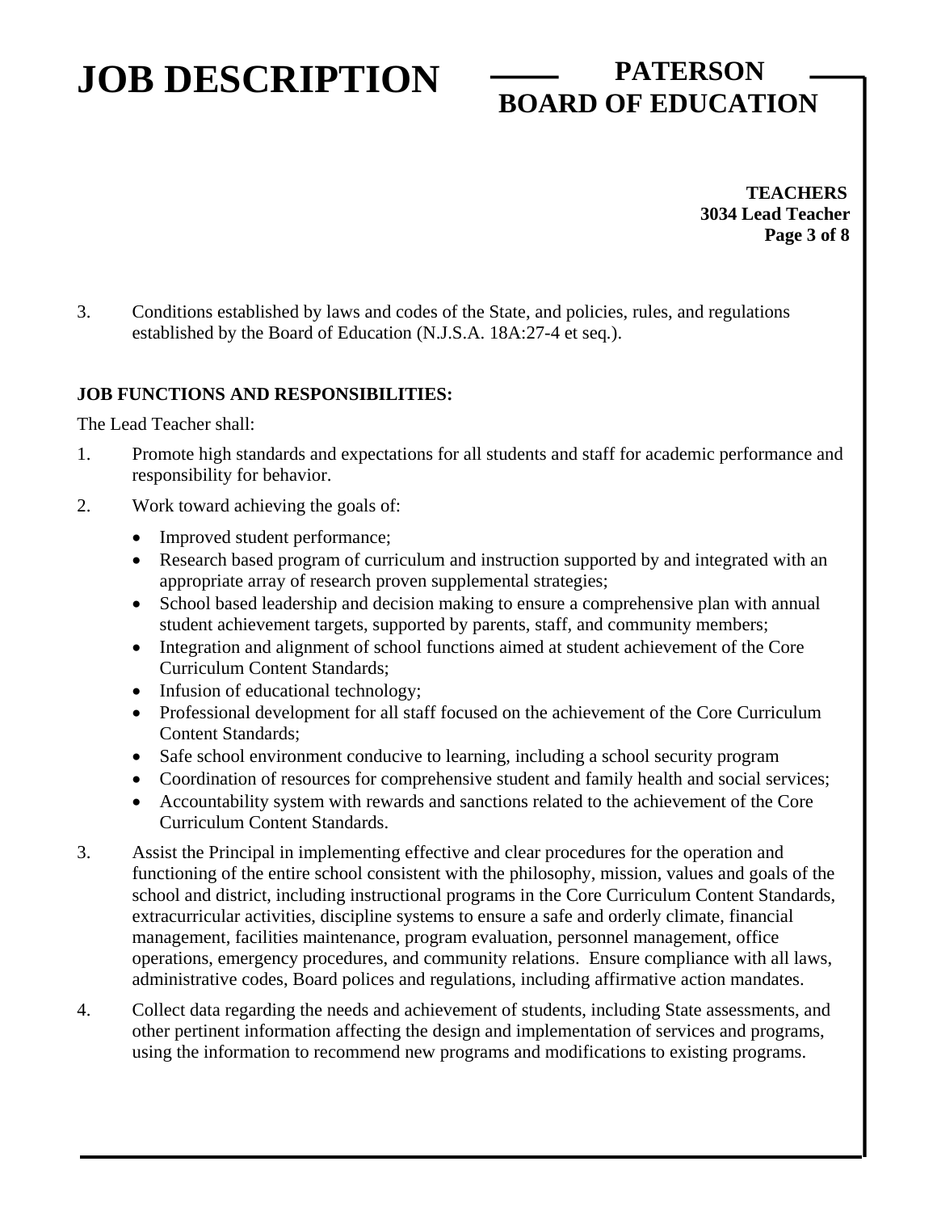3. Conditions established by laws and codes of the State, and policies, rules, and regulations established by the Board of Education (N.J.S.A. 18A:27-4 et seq.).

**JOB FUNCTIONS AND RESPONSIBILITIES:**

The Lead Teacher shall:

1. Promote high standards and expectations for all students and staff for academic performance and responsibility for behavior.
2. Work toward achieving the goals of:
   - Improved student performance;
   - Research based program of curriculum and instruction supported by and integrated with an appropriate array of research proven supplemental strategies;
   - School based leadership and decision making to ensure a comprehensive plan with annual student achievement targets, supported by parents, staff, and community members;
   - Integration and alignment of school functions aimed at student achievement of the Core Curriculum Content Standards;
   - Infusion of educational technology;
   - Professional development for all staff focused on the achievement of the Core Curriculum Content Standards;
   - Safe school environment conducive to learning, including a school security program
   - Coordination of resources for comprehensive student and family health and social services;
   - Accountability system with rewards and sanctions related to the achievement of the Core Curriculum Content Standards.
3. Assist the Principal in implementing effective and clear procedures for the operation and functioning of the entire school consistent with the philosophy, mission, values and goals of the school and district, including instructional programs in the Core Curriculum Content Standards, extracurricular activities, discipline systems to ensure a safe and orderly climate, financial management, facilities maintenance, program evaluation, personnel management, office operations, emergency procedures, and community relations. Ensure compliance with all laws, administrative codes, Board polices and regulations, including affirmative action mandates.
4. Collect data regarding the needs and achievement of students, including State assessments, and other pertinent information affecting the design and implementation of services and programs, using the information to recommend new programs and modifications to existing programs.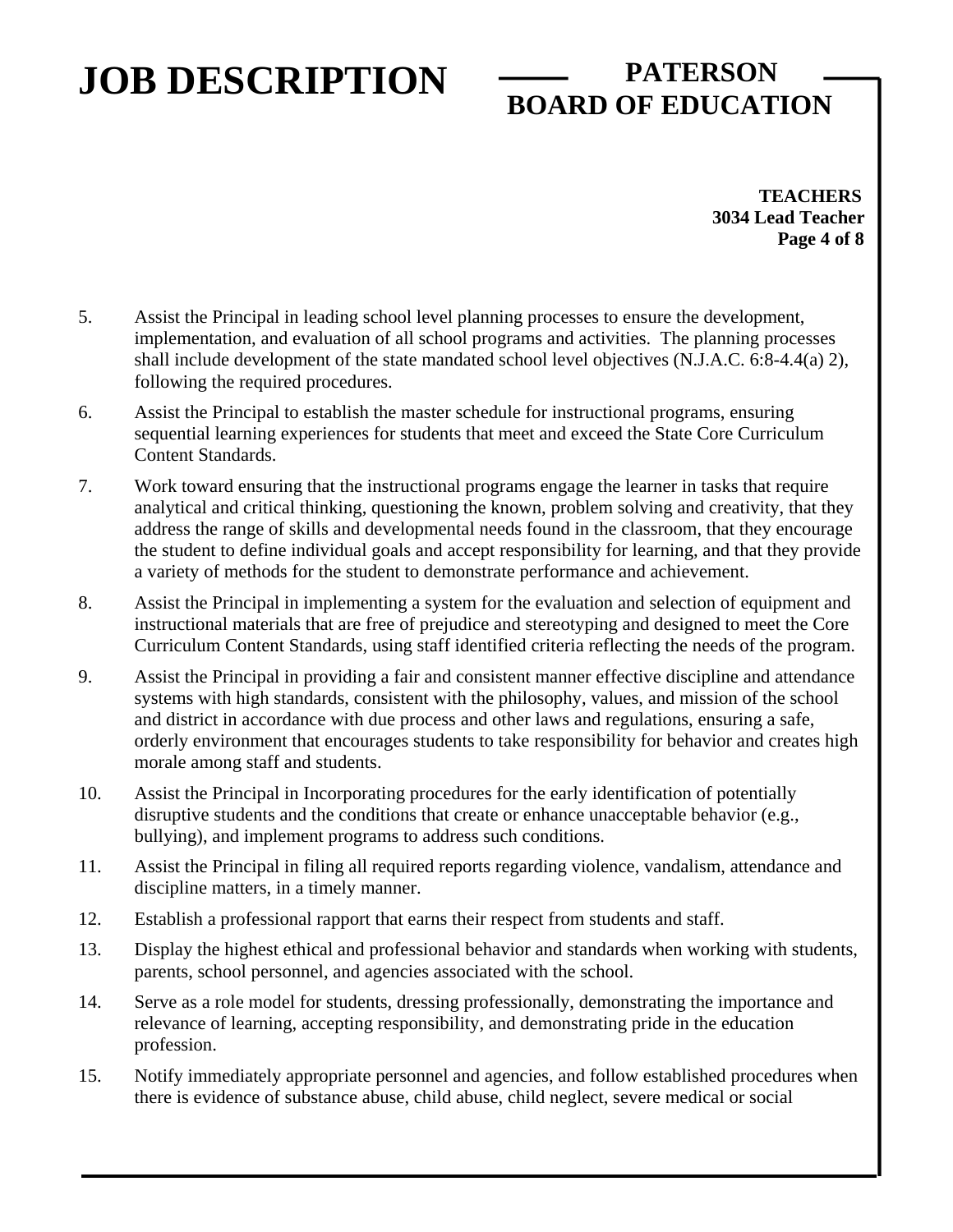5. Assist the Principal in leading school level planning processes to ensure the development, implementation, and evaluation of all school programs and activities. The planning processes shall include development of the state mandated school level objectives (N.J.A.C. 6:8-4.4(a) 2), following the required procedures.

6. Assist the Principal to establish the master schedule for instructional programs, ensuring sequential learning experiences for students that meet and exceed the State Core Curriculum Content Standards.

7. Work toward ensuring that the instructional programs engage the learner in tasks that require analytical and critical thinking, questioning the known, problem solving and creativity, that they address the range of skills and developmental needs found in the classroom, that they encourage the student to define individual goals and accept responsibility for learning, and that they provide a variety of methods for the student to demonstrate performance and achievement.

8. Assist the Principal in implementing a system for the evaluation and selection of equipment and instructional materials that are free of prejudice and stereotyping and designed to meet the Core Curriculum Content Standards, using staff identified criteria reflecting the needs of the program.

9. Assist the Principal in providing a fair and consistent manner effective discipline and attendance systems with high standards, consistent with the philosophy, values, and mission of the school and district in accordance with due process and other laws and regulations, ensuring a safe, orderly environment that encourages students to take responsibility for behavior and creates high morale among staff and students.

10. Assist the Principal in Incorporating procedures for the early identification of potentially disruptive students and the conditions that create or enhance unacceptable behavior (e.g., bullying), and implement programs to address such conditions.

11. Assist the Principal in filing all required reports regarding violence, vandalism, attendance and discipline matters, in a timely manner.

12. Establish a professional rapport that earns their respect from students and staff.

13. Display the highest ethical and professional behavior and standards when working with students, parents, school personnel, and agencies associated with the school.

14. Serve as a role model for students, dressing professionally, demonstrating the importance and relevance of learning, accepting responsibility, and demonstrating pride in the education profession.

15. Notify immediately appropriate personnel and agencies, and follow established procedures when there is evidence of substance abuse, child abuse, child neglect, severe medical or social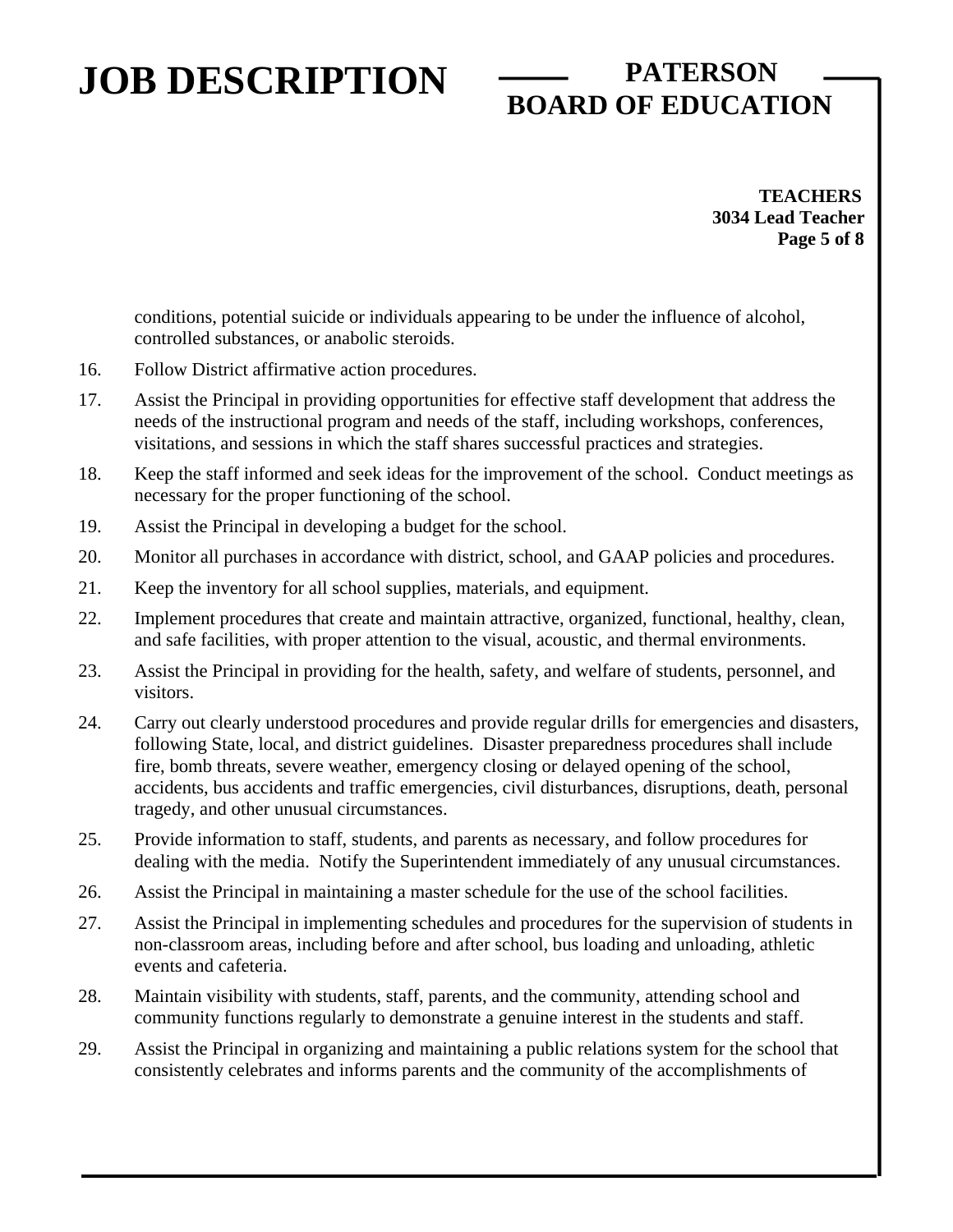conditions, potential suicide or individuals appearing to be under the influence of alcohol, controlled substances, or anabolic steroids.

16. Follow District affirmative action procedures.

17. Assist the Principal in providing opportunities for effective staff development that address the needs of the instructional program and needs of the staff, including workshops, conferences, visitations, and sessions in which the staff shares successful practices and strategies.

18. Keep the staff informed and seek ideas for the improvement of the school. Conduct meetings as necessary for the proper functioning of the school.

19. Assist the Principal in developing a budget for the school.

20. Monitor all purchases in accordance with district, school, and GAAP policies and procedures.

21. Keep the inventory for all school supplies, materials, and equipment.

22. Implement procedures that create and maintain attractive, organized, functional, healthy, clean, and safe facilities, with proper attention to the visual, acoustic, and thermal environments.

23. Assist the Principal in providing for the health, safety, and welfare of students, personnel, and visitors.

24. Carry out clearly understood procedures and provide regular drills for emergencies and disasters, following State, local, and district guidelines. Disaster preparedness procedures shall include fire, bomb threats, severe weather, emergency closing or delayed opening of the school, accidents, bus accidents and traffic emergencies, civil disturbances, disruptions, death, personal tragedy, and other unusual circumstances.

25. Provide information to staff, students, and parents as necessary, and follow procedures for dealing with the media. Notify the Superintendent immediately of any unusual circumstances.

26. Assist the Principal in maintaining a master schedule for the use of the school facilities.

27. Assist the Principal in implementing schedules and procedures for the supervision of students in non-classroom areas, including before and after school, bus loading and unloading, athletic events and cafeteria.

28. Maintain visibility with students, staff, parents, and the community, attending school and community functions regularly to demonstrate a genuine interest in the students and staff.

29. Assist the Principal in organizing and maintaining a public relations system for the school that consistently celebrates and informs parents and the community of the accomplishments of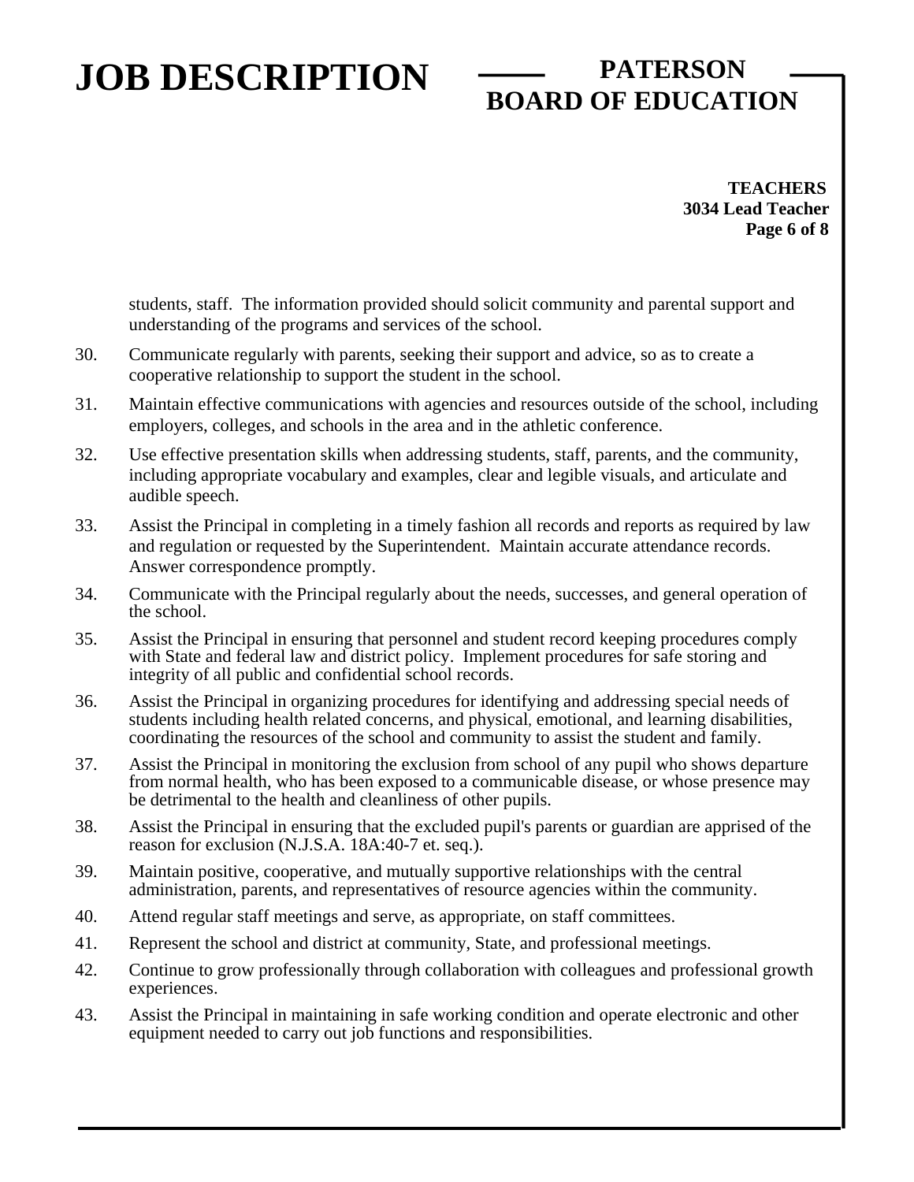students, staff. The information provided should solicit community and parental support and understanding of the programs and services of the school.

30. Communicate regularly with parents, seeking their support and advice, so as to create a cooperative relationship to support the student in the school.

31. Maintain effective communications with agencies and resources outside of the school, including employers, colleges, and schools in the area and in the athletic conference.

32. Use effective presentation skills when addressing students, staff, parents, and the community, including appropriate vocabulary and examples, clear and legible visuals, and articulate and audible speech.

33. Assist the Principal in completing in a timely fashion all records and reports as required by law and regulation or requested by the Superintendent. Maintain accurate attendance records. Answer correspondence promptly.

34. Communicate with the Principal regularly about the needs, successes, and general operation of the school.

35. Assist the Principal in ensuring that personnel and student record keeping procedures comply with State and federal law and district policy. Implement procedures for safe storing and integrity of all public and confidential school records.

36. Assist the Principal in organizing procedures for identifying and addressing special needs of students including health related concerns, and physical, emotional, and learning disabilities, coordinating the resources of the school and community to assist the student and family.

37. Assist the Principal in monitoring the exclusion from school of any pupil who shows departure from normal health, who has been exposed to a communicable disease, or whose presence may be detrimental to the health and cleanliness of other pupils.

38. Assist the Principal in ensuring that the excluded pupil's parents or guardian are apprised of the reason for exclusion (N.J.S.A. 18A:40-7 et. seq.).

39. Maintain positive, cooperative, and mutually supportive relationships with the central administration, parents, and representatives of resource agencies within the community.

40. Attend regular staff meetings and serve, as appropriate, on staff committees.

41. Represent the school and district at community, State, and professional meetings.

42. Continue to grow professionally through collaboration with colleagues and professional growth experiences.

43. Assist the Principal in maintaining in safe working condition and operate electronic and other equipment needed to carry out job functions and responsibilities.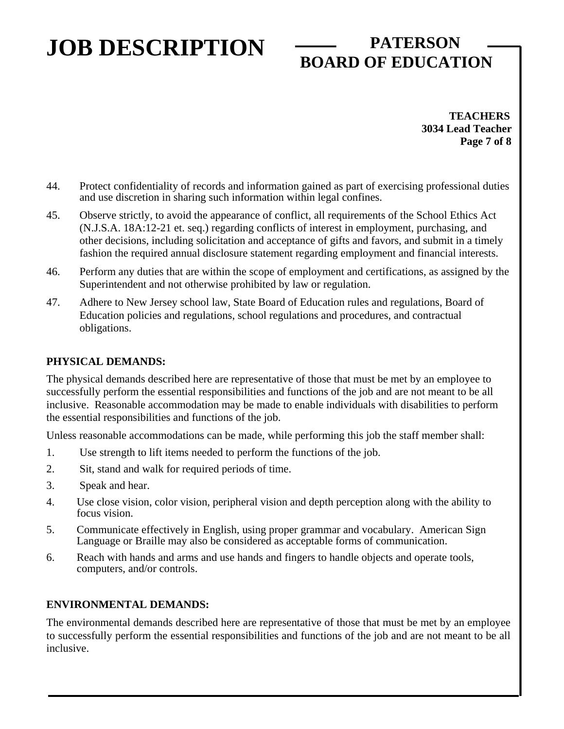44. Protect confidentiality of records and information gained as part of exercising professional duties and use discretion in sharing such information within legal confines.

45. Observe strictly, to avoid the appearance of conflict, all requirements of the School Ethics Act (N.J.S.A. 18A:12-21 et. seq.) regarding conflicts of interest in employment, purchasing, and other decisions, including solicitation and acceptance of gifts and favors, and submit in a timely fashion the required annual disclosure statement regarding employment and financial interests.

46. Perform any duties that are within the scope of employment and certifications, as assigned by the Superintendent and not otherwise prohibited by law or regulation.

47. Adhere to New Jersey school law, State Board of Education rules and regulations, Board of Education policies and regulations, school regulations and procedures, and contractual obligations.

**PHYSICAL DEMANDS:**

The physical demands described here are representative of those that must be met by an employee to successfully perform the essential responsibilities and functions of the job and are not meant to be all inclusive. Reasonable accommodation may be made to enable individuals with disabilities to perform the essential responsibilities and functions of the job.

Unless reasonable accommodations can be made, while performing this job the staff member shall:

1. Use strength to lift items needed to perform the functions of the job.
2. Sit, stand and walk for required periods of time.
3. Speak and hear.
4. Use close vision, color vision, peripheral vision and depth perception along with the ability to focus vision.
5. Communicate effectively in English, using proper grammar and vocabulary. American Sign Language or Braille may also be considered as acceptable forms of communication.
6. Reach with hands and arms and use hands and fingers to handle objects and operate tools, computers, and/or controls.

**ENVIRONMENTAL DEMANDS:**

The environmental demands described here are representative of those that must be met by an employee to successfully perform the essential responsibilities and functions of the job and are not meant to be all inclusive.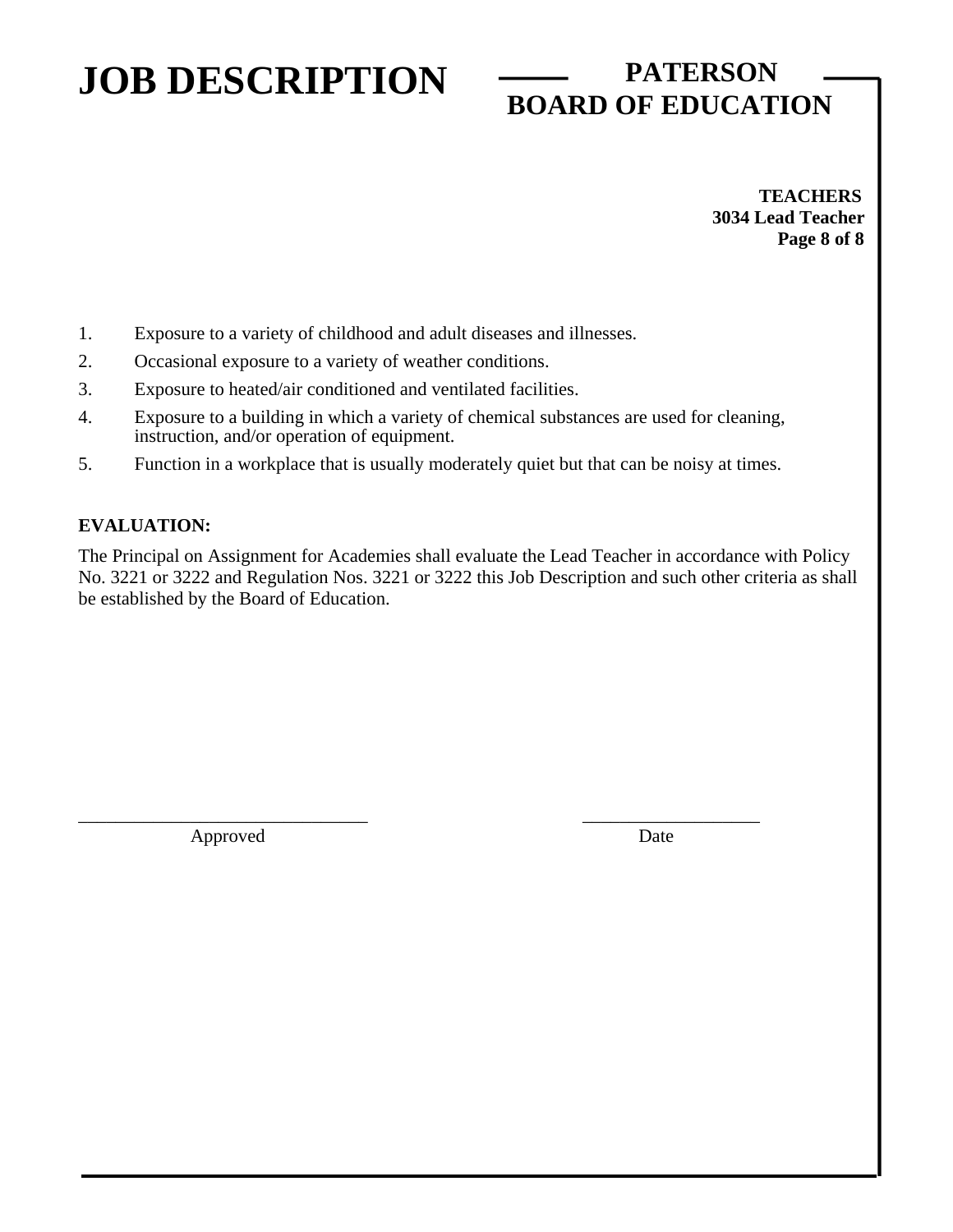1. Exposure to a variety of childhood and adult diseases and illnesses.
2. Occasional exposure to a variety of weather conditions.
3. Exposure to heated/air conditioned and ventilated facilities.
4. Exposure to a building in which a variety of chemical substances are used for cleaning, instruction, and/or operation of equipment.
5. Function in a workplace that is usually moderately quiet but that can be noisy at times.

**EVALUATION:**

The Principal on Assignment for Academies shall evaluate the Lead Teacher in accordance with Policy No. 3221 or 3222 and Regulation Nos. 3221 or 3222 this Job Description and such other criteria as shall be established by the Board of Education.

_______________________________ Approved

___________________ Date